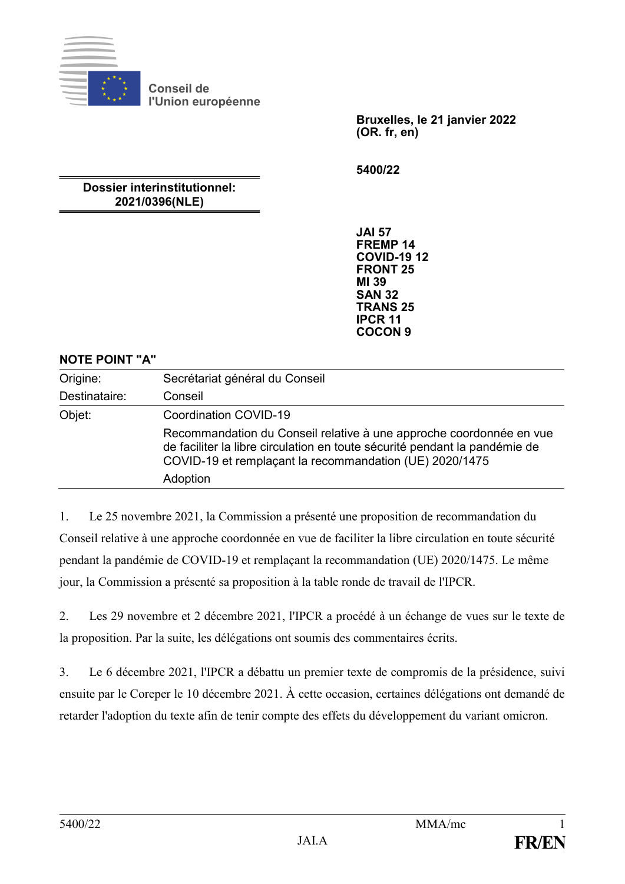Conseil de l'Union européenne

**Bruxelles, le 21 janvier 2022**
**(OR. fr, en)**

**5400/22**

**Dossier interinstitutionnel:**
**2021/0396(NLE)**

**JAI 57**
**FREMP 14**
**COVID-19 12**
**FRONT 25**
**MI 39**
**SAN 32**
**TRANS 25**
**IPCR 11**
**COCON 9**

**NOTE POINT "A"**

| | |
|---|---|
| Origine: | Secrétariat général du Conseil |
| Destinataire: | Conseil |
| Objet: | Coordination COVID-19<br>Recommandation du Conseil relative à une approche coordonnée en vue de faciliter la libre circulation en toute sécurité pendant la pandémie de COVID-19 et remplaçant la recommandation (UE) 2020/1475<br>Adoption |

1. Le 25 novembre 2021, la Commission a présenté une proposition de recommandation du Conseil relative à une approche coordonnée en vue de faciliter la libre circulation en toute sécurité pendant la pandémie de COVID-19 et remplaçant la recommandation (UE) 2020/1475. Le même jour, la Commission a présenté sa proposition à la table ronde de travail de l'IPCR.

2. Les 29 novembre et 2 décembre 2021, l'IPCR a procédé à un échange de vues sur le texte de la proposition. Par la suite, les délégations ont soumis des commentaires écrits.

3. Le 6 décembre 2021, l'IPCR a débattu un premier texte de compromis de la présidence, suivi ensuite par le Coreper le 10 décembre 2021. À cette occasion, certaines délégations ont demandé de retarder l'adoption du texte afin de tenir compte des effets du développement du variant omicron.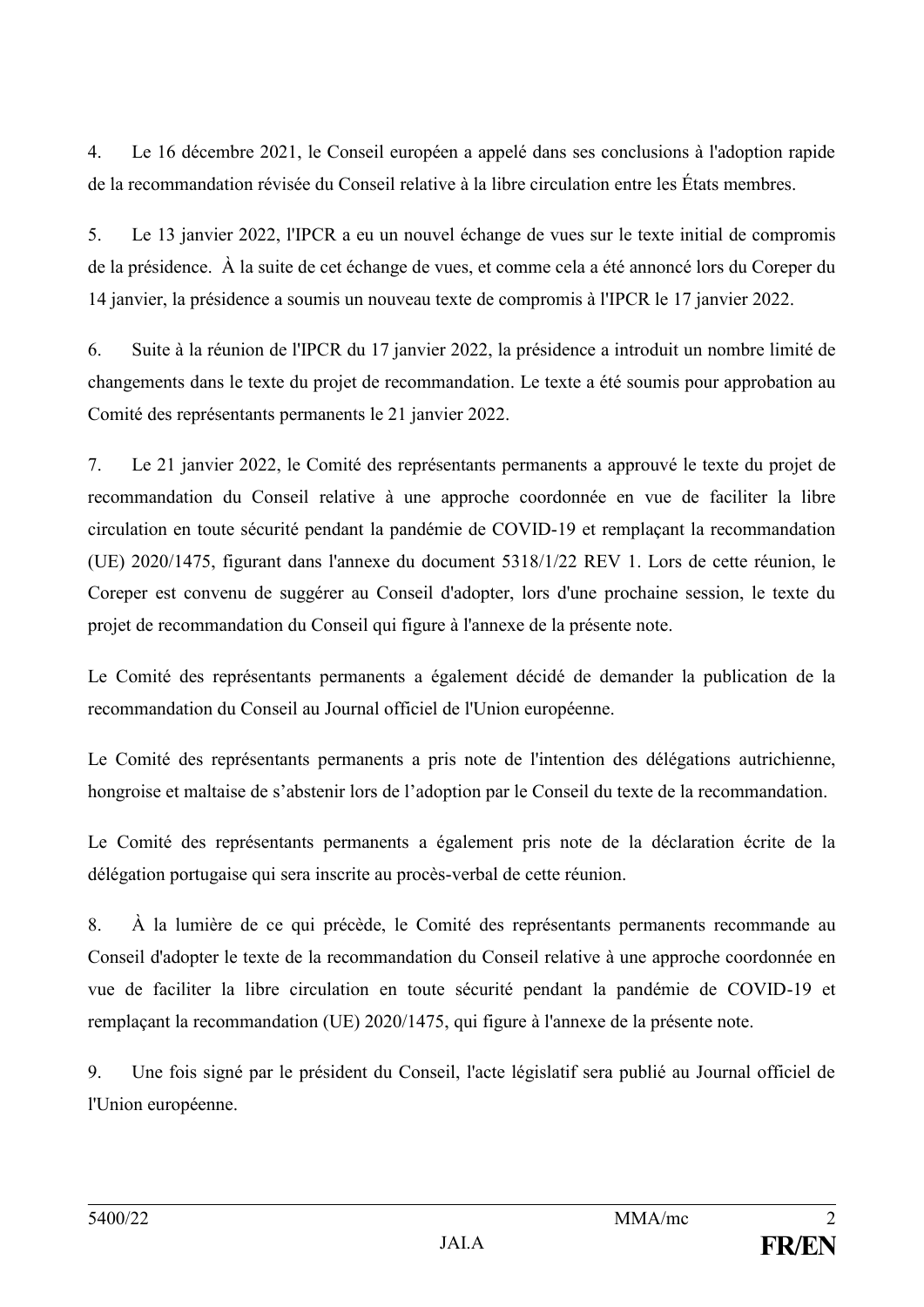4. Le 16 décembre 2021, le Conseil européen a appelé dans ses conclusions à l'adoption rapide de la recommandation révisée du Conseil relative à la libre circulation entre les États membres.

5. Le 13 janvier 2022, l'IPCR a eu un nouvel échange de vues sur le texte initial de compromis de la présidence. À la suite de cet échange de vues, et comme cela a été annoncé lors du Coreper du 14 janvier, la présidence a soumis un nouveau texte de compromis à l'IPCR le 17 janvier 2022.

6. Suite à la réunion de l'IPCR du 17 janvier 2022, la présidence a introduit un nombre limité de changements dans le texte du projet de recommandation. Le texte a été soumis pour approbation au Comité des représentants permanents le 21 janvier 2022.

7. Le 21 janvier 2022, le Comité des représentants permanents a approuvé le texte du projet de recommandation du Conseil relative à une approche coordonnée en vue de faciliter la libre circulation en toute sécurité pendant la pandémie de COVID-19 et remplaçant la recommandation (UE) 2020/1475, figurant dans l'annexe du document 5318/1/22 REV 1. Lors de cette réunion, le Coreper est convenu de suggérer au Conseil d'adopter, lors d'une prochaine session, le texte du projet de recommandation du Conseil qui figure à l'annexe de la présente note.

Le Comité des représentants permanents a également décidé de demander la publication de la recommandation du Conseil au Journal officiel de l'Union européenne.

Le Comité des représentants permanents a pris note de l'intention des délégations autrichienne, hongroise et maltaise de s'abstenir lors de l'adoption par le Conseil du texte de la recommandation.

Le Comité des représentants permanents a également pris note de la déclaration écrite de la délégation portugaise qui sera inscrite au procès-verbal de cette réunion.

8. À la lumière de ce qui précède, le Comité des représentants permanents recommande au Conseil d'adopter le texte de la recommandation du Conseil relative à une approche coordonnée en vue de faciliter la libre circulation en toute sécurité pendant la pandémie de COVID-19 et remplaçant la recommandation (UE) 2020/1475, qui figure à l'annexe de la présente note.

9. Une fois signé par le président du Conseil, l'acte législatif sera publié au Journal officiel de l'Union européenne.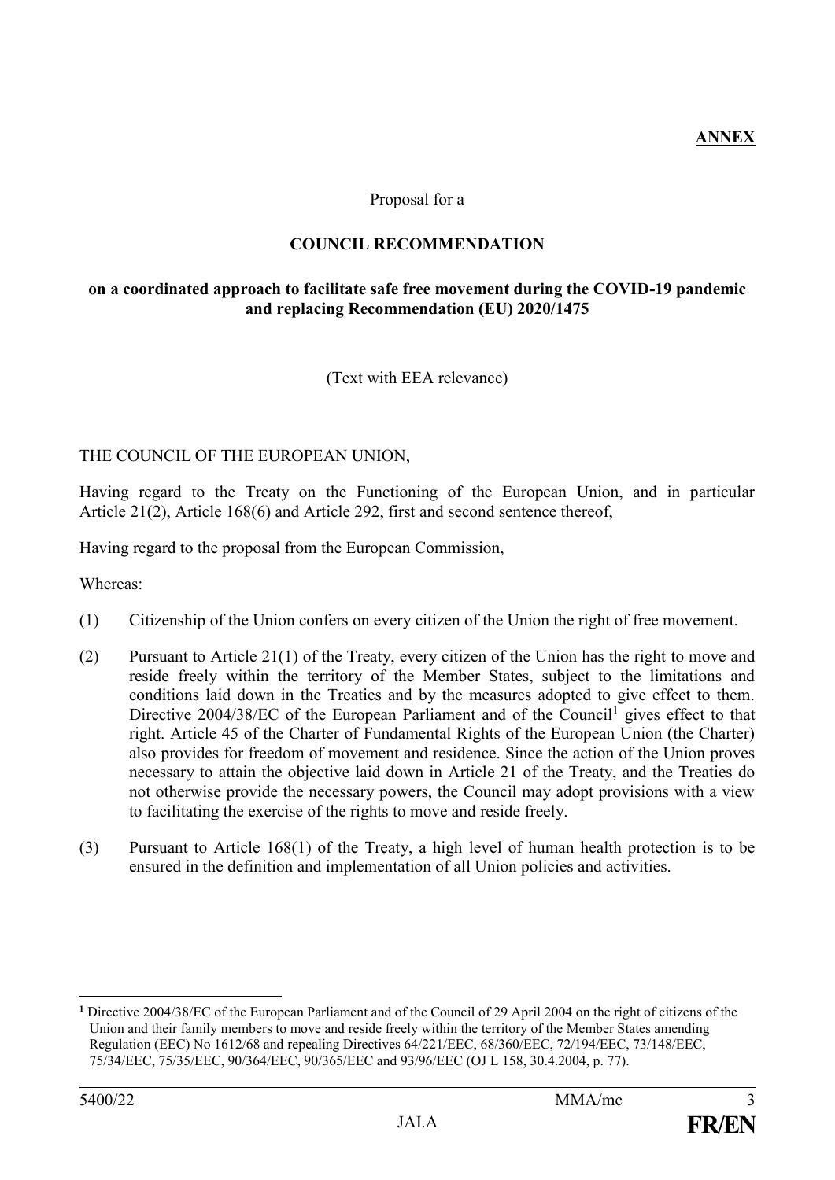**ANNEX**

Proposal for a

**COUNCIL RECOMMENDATION**

**on a coordinated approach to facilitate safe free movement during the COVID-19 pandemic and replacing Recommendation (EU) 2020/1475**

(Text with EEA relevance)

THE COUNCIL OF THE EUROPEAN UNION,

Having regard to the Treaty on the Functioning of the European Union, and in particular Article 21(2), Article 168(6) and Article 292, first and second sentence thereof,

Having regard to the proposal from the European Commission,

Whereas:

(1) Citizenship of the Union confers on every citizen of the Union the right of free movement.

(2) Pursuant to Article 21(1) of the Treaty, every citizen of the Union has the right to move and reside freely within the territory of the Member States, subject to the limitations and conditions laid down in the Treaties and by the measures adopted to give effect to them. Directive 2004/38/EC of the European Parliament and of the Council[1] gives effect to that right. Article 45 of the Charter of Fundamental Rights of the European Union (the Charter) also provides for freedom of movement and residence. Since the action of the Union proves necessary to attain the objective laid down in Article 21 of the Treaty, and the Treaties do not otherwise provide the necessary powers, the Council may adopt provisions with a view to facilitating the exercise of the rights to move and reside freely.

(3) Pursuant to Article 168(1) of the Treaty, a high level of human health protection is to be ensured in the definition and implementation of all Union policies and activities.

---

[1] Directive 2004/38/EC of the European Parliament and of the Council of 29 April 2004 on the right of citizens of the Union and their family members to move and reside freely within the territory of the Member States amending Regulation (EEC) No 1612/68 and repealing Directives 64/221/EEC, 68/360/EEC, 72/194/EEC, 73/148/EEC, 75/34/EEC, 75/35/EEC, 90/364/EEC, 90/365/EEC and 93/96/EEC (OJ L 158, 30.4.2004, p. 77).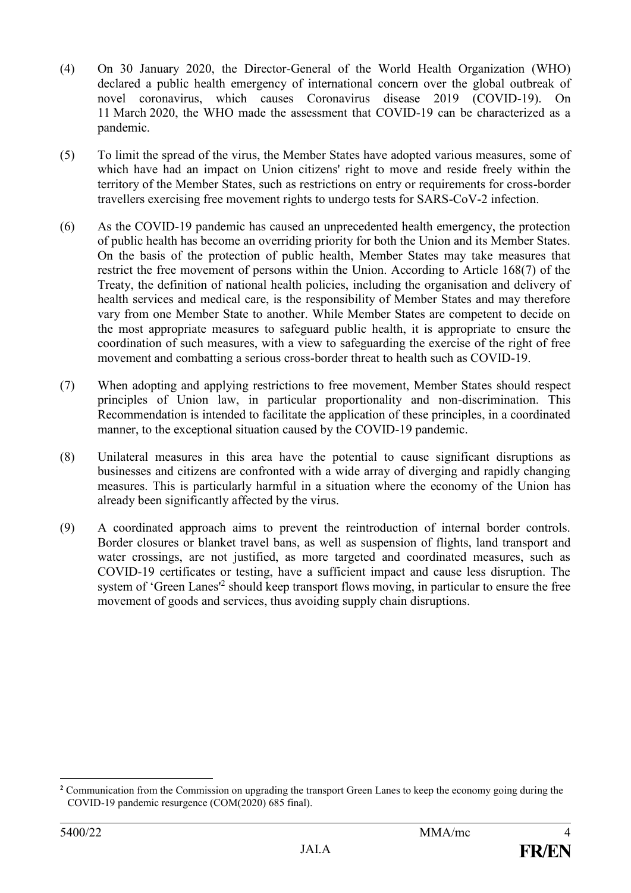(4) On 30 January 2020, the Director-General of the World Health Organization (WHO) declared a public health emergency of international concern over the global outbreak of novel coronavirus, which causes Coronavirus disease 2019 (COVID-19). On 11 March 2020, the WHO made the assessment that COVID-19 can be characterized as a pandemic.

(5) To limit the spread of the virus, the Member States have adopted various measures, some of which have had an impact on Union citizens' right to move and reside freely within the territory of the Member States, such as restrictions on entry or requirements for cross-border travellers exercising free movement rights to undergo tests for SARS-CoV-2 infection.

(6) As the COVID-19 pandemic has caused an unprecedented health emergency, the protection of public health has become an overriding priority for both the Union and its Member States. On the basis of the protection of public health, Member States may take measures that restrict the free movement of persons within the Union. According to Article 168(7) of the Treaty, the definition of national health policies, including the organisation and delivery of health services and medical care, is the responsibility of Member States and may therefore vary from one Member State to another. While Member States are competent to decide on the most appropriate measures to safeguard public health, it is appropriate to ensure the coordination of such measures, with a view to safeguarding the exercise of the right of free movement and combatting a serious cross-border threat to health such as COVID-19.

(7) When adopting and applying restrictions to free movement, Member States should respect principles of Union law, in particular proportionality and non-discrimination. This Recommendation is intended to facilitate the application of these principles, in a coordinated manner, to the exceptional situation caused by the COVID-19 pandemic.

(8) Unilateral measures in this area have the potential to cause significant disruptions as businesses and citizens are confronted with a wide array of diverging and rapidly changing measures. This is particularly harmful in a situation where the economy of the Union has already been significantly affected by the virus.

(9) A coordinated approach aims to prevent the reintroduction of internal border controls. Border closures or blanket travel bans, as well as suspension of flights, land transport and water crossings, are not justified, as more targeted and coordinated measures, such as COVID-19 certificates or testing, have a sufficient impact and cause less disruption. The system of 'Green Lanes'[2] should keep transport flows moving, in particular to ensure the free movement of goods and services, thus avoiding supply chain disruptions.

---

[2] Communication from the Commission on upgrading the transport Green Lanes to keep the economy going during the COVID-19 pandemic resurgence (COM(2020) 685 final).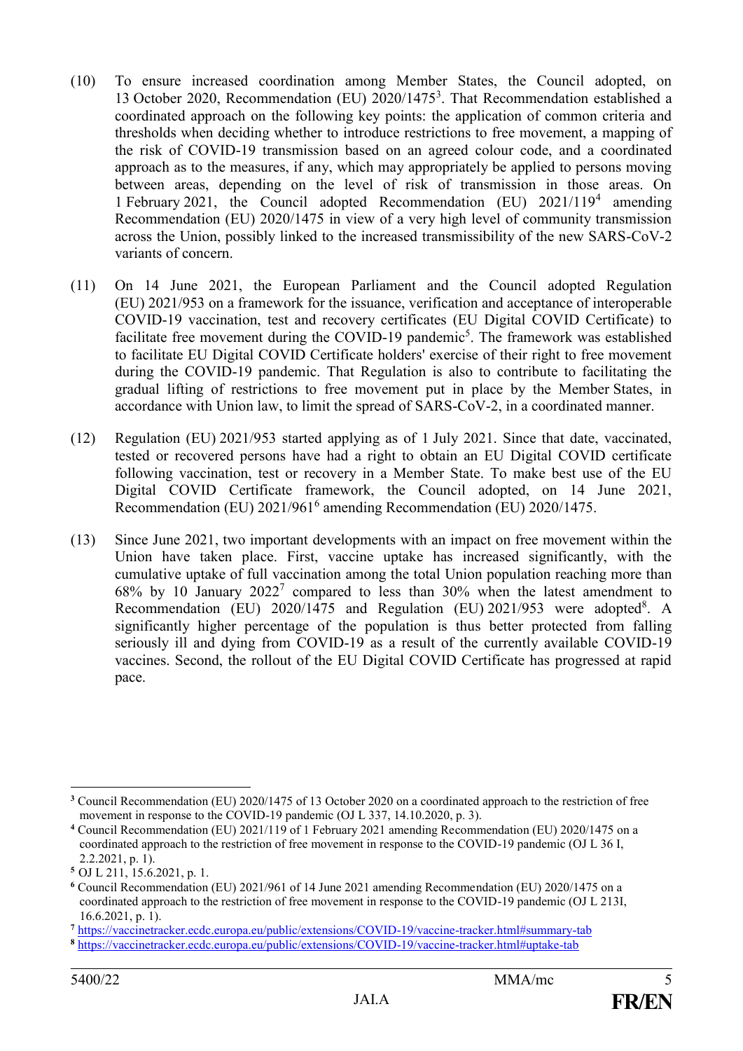(10) To ensure increased coordination among Member States, the Council adopted, on 13 October 2020, Recommendation (EU) 2020/1475[3]. That Recommendation established a coordinated approach on the following key points: the application of common criteria and thresholds when deciding whether to introduce restrictions to free movement, a mapping of the risk of COVID-19 transmission based on an agreed colour code, and a coordinated approach as to the measures, if any, which may appropriately be applied to persons moving between areas, depending on the level of risk of transmission in those areas. On 1 February 2021, the Council adopted Recommendation (EU) 2021/119[4] amending Recommendation (EU) 2020/1475 in view of a very high level of community transmission across the Union, possibly linked to the increased transmissibility of the new SARS-CoV-2 variants of concern.

(11) On 14 June 2021, the European Parliament and the Council adopted Regulation (EU) 2021/953 on a framework for the issuance, verification and acceptance of interoperable COVID-19 vaccination, test and recovery certificates (EU Digital COVID Certificate) to facilitate free movement during the COVID-19 pandemic[5]. The framework was established to facilitate EU Digital COVID Certificate holders' exercise of their right to free movement during the COVID-19 pandemic. That Regulation is also to contribute to facilitating the gradual lifting of restrictions to free movement put in place by the Member States, in accordance with Union law, to limit the spread of SARS-CoV-2, in a coordinated manner.

(12) Regulation (EU) 2021/953 started applying as of 1 July 2021. Since that date, vaccinated, tested or recovered persons have had a right to obtain an EU Digital COVID certificate following vaccination, test or recovery in a Member State. To make best use of the EU Digital COVID Certificate framework, the Council adopted, on 14 June 2021, Recommendation (EU) 2021/961[6] amending Recommendation (EU) 2020/1475.

(13) Since June 2021, two important developments with an impact on free movement within the Union have taken place. First, vaccine uptake has increased significantly, with the cumulative uptake of full vaccination among the total Union population reaching more than 68% by 10 January 2022[7] compared to less than 30% when the latest amendment to Recommendation (EU) 2020/1475 and Regulation (EU) 2021/953 were adopted[8]. A significantly higher percentage of the population is thus better protected from falling seriously ill and dying from COVID-19 as a result of the currently available COVID-19 vaccines. Second, the rollout of the EU Digital COVID Certificate has progressed at rapid pace.

---

[3] Council Recommendation (EU) 2020/1475 of 13 October 2020 on a coordinated approach to the restriction of free movement in response to the COVID-19 pandemic (OJ L 337, 14.10.2020, p. 3).

[4] Council Recommendation (EU) 2021/119 of 1 February 2021 amending Recommendation (EU) 2020/1475 on a coordinated approach to the restriction of free movement in response to the COVID-19 pandemic (OJ L 36 I, 2.2.2021, p. 1).

[5] OJ L 211, 15.6.2021, p. 1.

[6] Council Recommendation (EU) 2021/961 of 14 June 2021 amending Recommendation (EU) 2020/1475 on a coordinated approach to the restriction of free movement in response to the COVID-19 pandemic (OJ L 213I, 16.6.2021, p. 1).

[7] https://vaccinetracker.ecdc.europa.eu/public/extensions/COVID-19/vaccine-tracker.html#summary-tab

[8] https://vaccinetracker.ecdc.europa.eu/public/extensions/COVID-19/vaccine-tracker.html#uptake-tab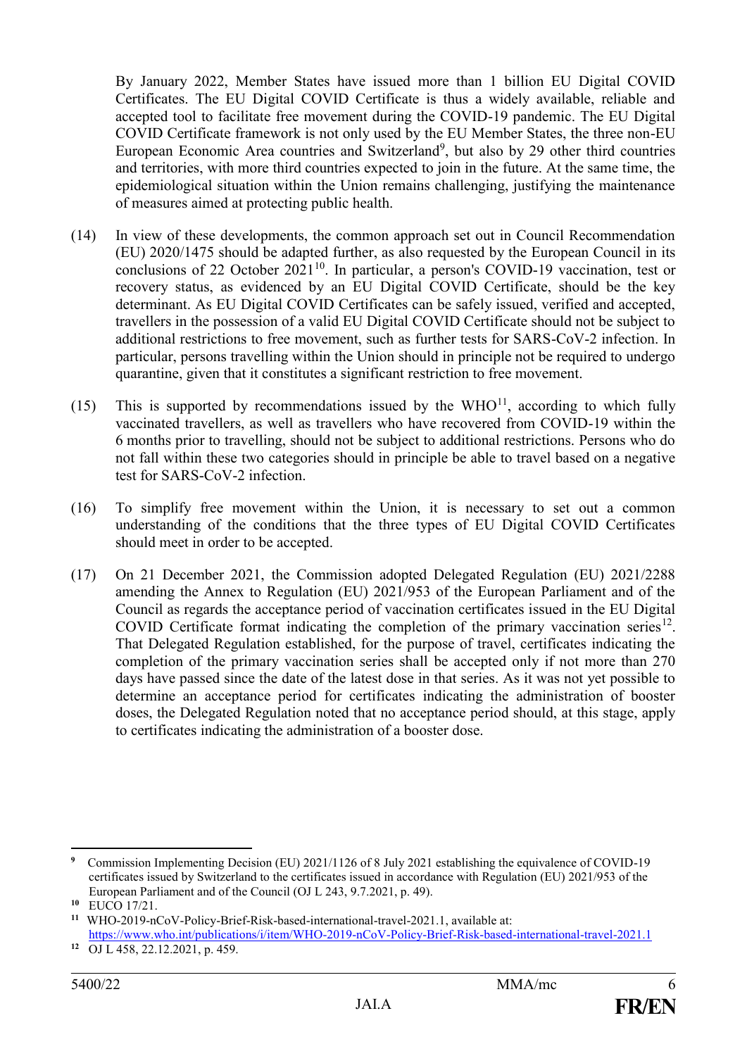By January 2022, Member States have issued more than 1 billion EU Digital COVID Certificates. The EU Digital COVID Certificate is thus a widely available, reliable and accepted tool to facilitate free movement during the COVID-19 pandemic. The EU Digital COVID Certificate framework is not only used by the EU Member States, the three non-EU European Economic Area countries and Switzerland[9], but also by 29 other third countries and territories, with more third countries expected to join in the future. At the same time, the epidemiological situation within the Union remains challenging, justifying the maintenance of measures aimed at protecting public health.

(14) In view of these developments, the common approach set out in Council Recommendation (EU) 2020/1475 should be adapted further, as also requested by the European Council in its conclusions of 22 October 2021[10]. In particular, a person's COVID-19 vaccination, test or recovery status, as evidenced by an EU Digital COVID Certificate, should be the key determinant. As EU Digital COVID Certificates can be safely issued, verified and accepted, travellers in the possession of a valid EU Digital COVID Certificate should not be subject to additional restrictions to free movement, such as further tests for SARS-CoV-2 infection. In particular, persons travelling within the Union should in principle not be required to undergo quarantine, given that it constitutes a significant restriction to free movement.

(15) This is supported by recommendations issued by the WHO[11], according to which fully vaccinated travellers, as well as travellers who have recovered from COVID-19 within the 6 months prior to travelling, should not be subject to additional restrictions. Persons who do not fall within these two categories should in principle be able to travel based on a negative test for SARS-CoV-2 infection.

(16) To simplify free movement within the Union, it is necessary to set out a common understanding of the conditions that the three types of EU Digital COVID Certificates should meet in order to be accepted.

(17) On 21 December 2021, the Commission adopted Delegated Regulation (EU) 2021/2288 amending the Annex to Regulation (EU) 2021/953 of the European Parliament and of the Council as regards the acceptance period of vaccination certificates issued in the EU Digital COVID Certificate format indicating the completion of the primary vaccination series[12]. That Delegated Regulation established, for the purpose of travel, certificates indicating the completion of the primary vaccination series shall be accepted only if not more than 270 days have passed since the date of the latest dose in that series. As it was not yet possible to determine an acceptance period for certificates indicating the administration of booster doses, the Delegated Regulation noted that no acceptance period should, at this stage, apply to certificates indicating the administration of a booster dose.

---

[9] Commission Implementing Decision (EU) 2021/1126 of 8 July 2021 establishing the equivalence of COVID-19 certificates issued by Switzerland to the certificates issued in accordance with Regulation (EU) 2021/953 of the European Parliament and of the Council (OJ L 243, 9.7.2021, p. 49).

[10] EUCO 17/21.

[11] WHO-2019-nCoV-Policy-Brief-Risk-based-international-travel-2021.1, available at: https://www.who.int/publications/i/item/WHO-2019-nCoV-Policy-Brief-Risk-based-international-travel-2021.1

[12] OJ L 458, 22.12.2021, p. 459.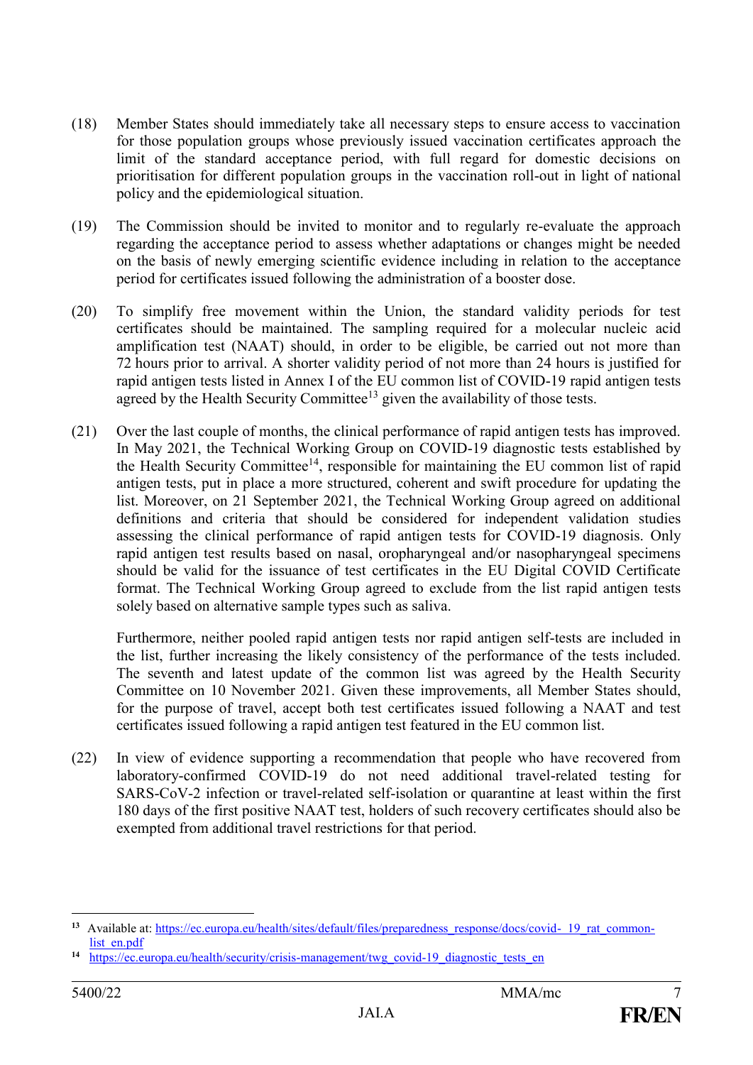(18) Member States should immediately take all necessary steps to ensure access to vaccination for those population groups whose previously issued vaccination certificates approach the limit of the standard acceptance period, with full regard for domestic decisions on prioritisation for different population groups in the vaccination roll-out in light of national policy and the epidemiological situation.

(19) The Commission should be invited to monitor and to regularly re-evaluate the approach regarding the acceptance period to assess whether adaptations or changes might be needed on the basis of newly emerging scientific evidence including in relation to the acceptance period for certificates issued following the administration of a booster dose.

(20) To simplify free movement within the Union, the standard validity periods for test certificates should be maintained. The sampling required for a molecular nucleic acid amplification test (NAAT) should, in order to be eligible, be carried out not more than 72 hours prior to arrival. A shorter validity period of not more than 24 hours is justified for rapid antigen tests listed in Annex I of the EU common list of COVID-19 rapid antigen tests agreed by the Health Security Committee[13] given the availability of those tests.

(21) Over the last couple of months, the clinical performance of rapid antigen tests has improved. In May 2021, the Technical Working Group on COVID-19 diagnostic tests established by the Health Security Committee[14], responsible for maintaining the EU common list of rapid antigen tests, put in place a more structured, coherent and swift procedure for updating the list. Moreover, on 21 September 2021, the Technical Working Group agreed on additional definitions and criteria that should be considered for independent validation studies assessing the clinical performance of rapid antigen tests for COVID-19 diagnosis. Only rapid antigen test results based on nasal, oropharyngeal and/or nasopharyngeal specimens should be valid for the issuance of test certificates in the EU Digital COVID Certificate format. The Technical Working Group agreed to exclude from the list rapid antigen tests solely based on alternative sample types such as saliva.

Furthermore, neither pooled rapid antigen tests nor rapid antigen self-tests are included in the list, further increasing the likely consistency of the performance of the tests included. The seventh and latest update of the common list was agreed by the Health Security Committee on 10 November 2021. Given these improvements, all Member States should, for the purpose of travel, accept both test certificates issued following a NAAT and test certificates issued following a rapid antigen test featured in the EU common list.

(22) In view of evidence supporting a recommendation that people who have recovered from laboratory-confirmed COVID-19 do not need additional travel-related testing for SARS-CoV-2 infection or travel-related self-isolation or quarantine at least within the first 180 days of the first positive NAAT test, holders of such recovery certificates should also be exempted from additional travel restrictions for that period.

---

[13] Available at: https://ec.europa.eu/health/sites/default/files/preparedness_response/docs/covid-_19_rat_common-list_en.pdf

[14] https://ec.europa.eu/health/security/crisis-management/twg_covid-19_diagnostic_tests_en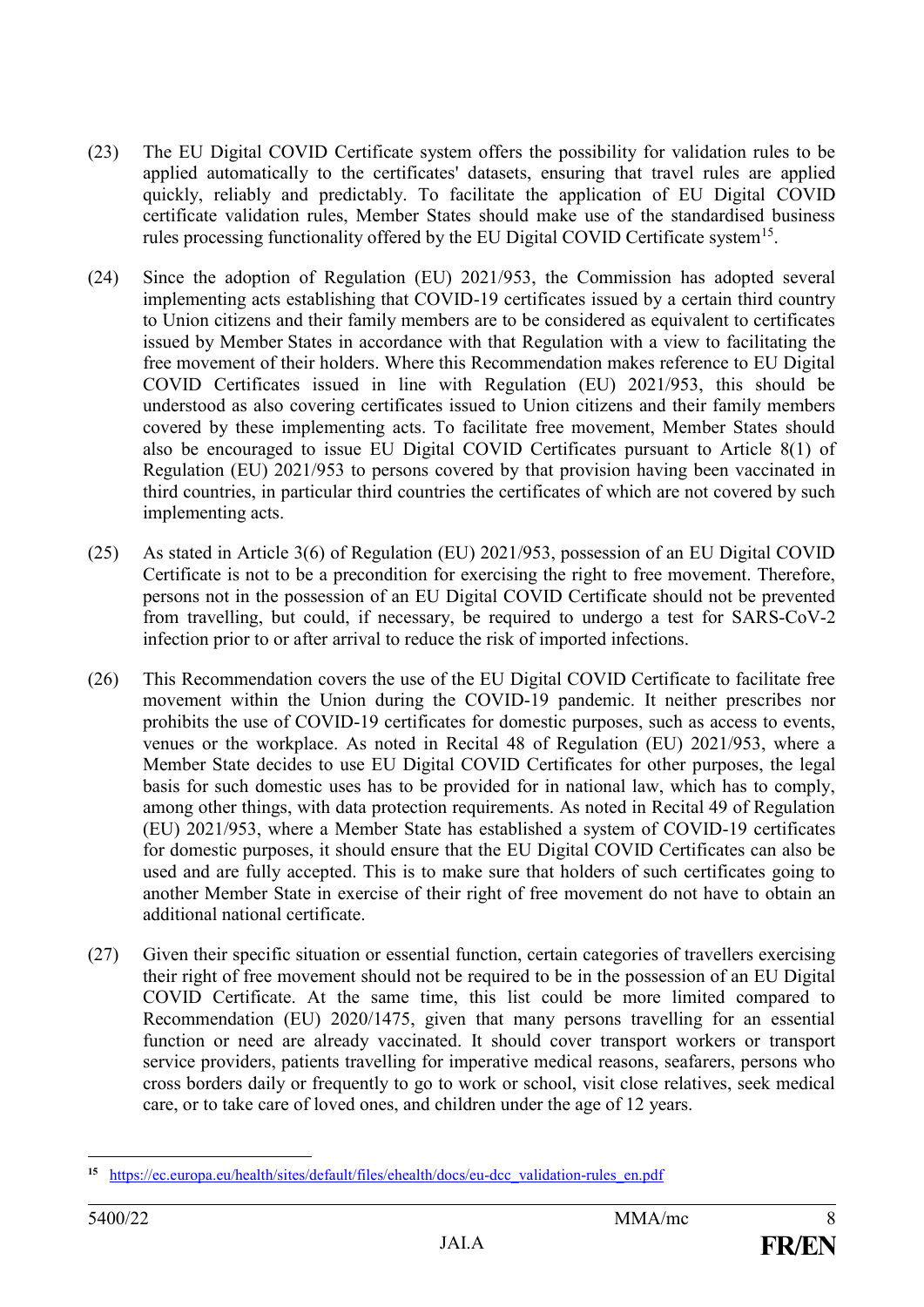(23) The EU Digital COVID Certificate system offers the possibility for validation rules to be applied automatically to the certificates' datasets, ensuring that travel rules are applied quickly, reliably and predictably. To facilitate the application of EU Digital COVID certificate validation rules, Member States should make use of the standardised business rules processing functionality offered by the EU Digital COVID Certificate system[15].

(24) Since the adoption of Regulation (EU) 2021/953, the Commission has adopted several implementing acts establishing that COVID-19 certificates issued by a certain third country to Union citizens and their family members are to be considered as equivalent to certificates issued by Member States in accordance with that Regulation with a view to facilitating the free movement of their holders. Where this Recommendation makes reference to EU Digital COVID Certificates issued in line with Regulation (EU) 2021/953, this should be understood as also covering certificates issued to Union citizens and their family members covered by these implementing acts. To facilitate free movement, Member States should also be encouraged to issue EU Digital COVID Certificates pursuant to Article 8(1) of Regulation (EU) 2021/953 to persons covered by that provision having been vaccinated in third countries, in particular third countries the certificates of which are not covered by such implementing acts.

(25) As stated in Article 3(6) of Regulation (EU) 2021/953, possession of an EU Digital COVID Certificate is not to be a precondition for exercising the right to free movement. Therefore, persons not in the possession of an EU Digital COVID Certificate should not be prevented from travelling, but could, if necessary, be required to undergo a test for SARS-CoV-2 infection prior to or after arrival to reduce the risk of imported infections.

(26) This Recommendation covers the use of the EU Digital COVID Certificate to facilitate free movement within the Union during the COVID-19 pandemic. It neither prescribes nor prohibits the use of COVID-19 certificates for domestic purposes, such as access to events, venues or the workplace. As noted in Recital 48 of Regulation (EU) 2021/953, where a Member State decides to use EU Digital COVID Certificates for other purposes, the legal basis for such domestic uses has to be provided for in national law, which has to comply, among other things, with data protection requirements. As noted in Recital 49 of Regulation (EU) 2021/953, where a Member State has established a system of COVID-19 certificates for domestic purposes, it should ensure that the EU Digital COVID Certificates can also be used and are fully accepted. This is to make sure that holders of such certificates going to another Member State in exercise of their right of free movement do not have to obtain an additional national certificate.

(27) Given their specific situation or essential function, certain categories of travellers exercising their right of free movement should not be required to be in the possession of an EU Digital COVID Certificate. At the same time, this list could be more limited compared to Recommendation (EU) 2020/1475, given that many persons travelling for an essential function or need are already vaccinated. It should cover transport workers or transport service providers, patients travelling for imperative medical reasons, seafarers, persons who cross borders daily or frequently to go to work or school, visit close relatives, seek medical care, or to take care of loved ones, and children under the age of 12 years.

---

[15] https://ec.europa.eu/health/sites/default/files/ehealth/docs/eu-dcc_validation-rules_en.pdf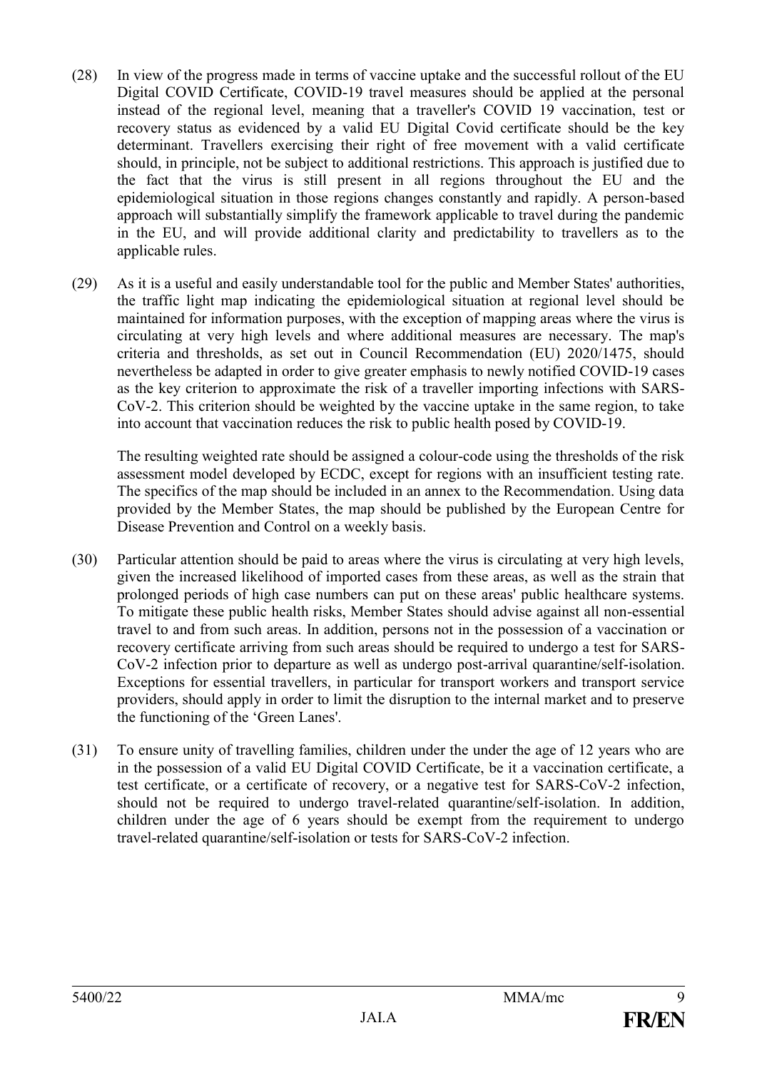(28) In view of the progress made in terms of vaccine uptake and the successful rollout of the EU Digital COVID Certificate, COVID-19 travel measures should be applied at the personal instead of the regional level, meaning that a traveller's COVID 19 vaccination, test or recovery status as evidenced by a valid EU Digital Covid certificate should be the key determinant. Travellers exercising their right of free movement with a valid certificate should, in principle, not be subject to additional restrictions. This approach is justified due to the fact that the virus is still present in all regions throughout the EU and the epidemiological situation in those regions changes constantly and rapidly. A person-based approach will substantially simplify the framework applicable to travel during the pandemic in the EU, and will provide additional clarity and predictability to travellers as to the applicable rules.

(29) As it is a useful and easily understandable tool for the public and Member States' authorities, the traffic light map indicating the epidemiological situation at regional level should be maintained for information purposes, with the exception of mapping areas where the virus is circulating at very high levels and where additional measures are necessary. The map's criteria and thresholds, as set out in Council Recommendation (EU) 2020/1475, should nevertheless be adapted in order to give greater emphasis to newly notified COVID-19 cases as the key criterion to approximate the risk of a traveller importing infections with SARS-CoV-2. This criterion should be weighted by the vaccine uptake in the same region, to take into account that vaccination reduces the risk to public health posed by COVID-19.

The resulting weighted rate should be assigned a colour-code using the thresholds of the risk assessment model developed by ECDC, except for regions with an insufficient testing rate. The specifics of the map should be included in an annex to the Recommendation. Using data provided by the Member States, the map should be published by the European Centre for Disease Prevention and Control on a weekly basis.

(30) Particular attention should be paid to areas where the virus is circulating at very high levels, given the increased likelihood of imported cases from these areas, as well as the strain that prolonged periods of high case numbers can put on these areas' public healthcare systems. To mitigate these public health risks, Member States should advise against all non-essential travel to and from such areas. In addition, persons not in the possession of a vaccination or recovery certificate arriving from such areas should be required to undergo a test for SARS-CoV-2 infection prior to departure as well as undergo post-arrival quarantine/self-isolation. Exceptions for essential travellers, in particular for transport workers and transport service providers, should apply in order to limit the disruption to the internal market and to preserve the functioning of the 'Green Lanes'.

(31) To ensure unity of travelling families, children under the under the age of 12 years who are in the possession of a valid EU Digital COVID Certificate, be it a vaccination certificate, a test certificate, or a certificate of recovery, or a negative test for SARS-CoV-2 infection, should not be required to undergo travel-related quarantine/self-isolation. In addition, children under the age of 6 years should be exempt from the requirement to undergo travel-related quarantine/self-isolation or tests for SARS-CoV-2 infection.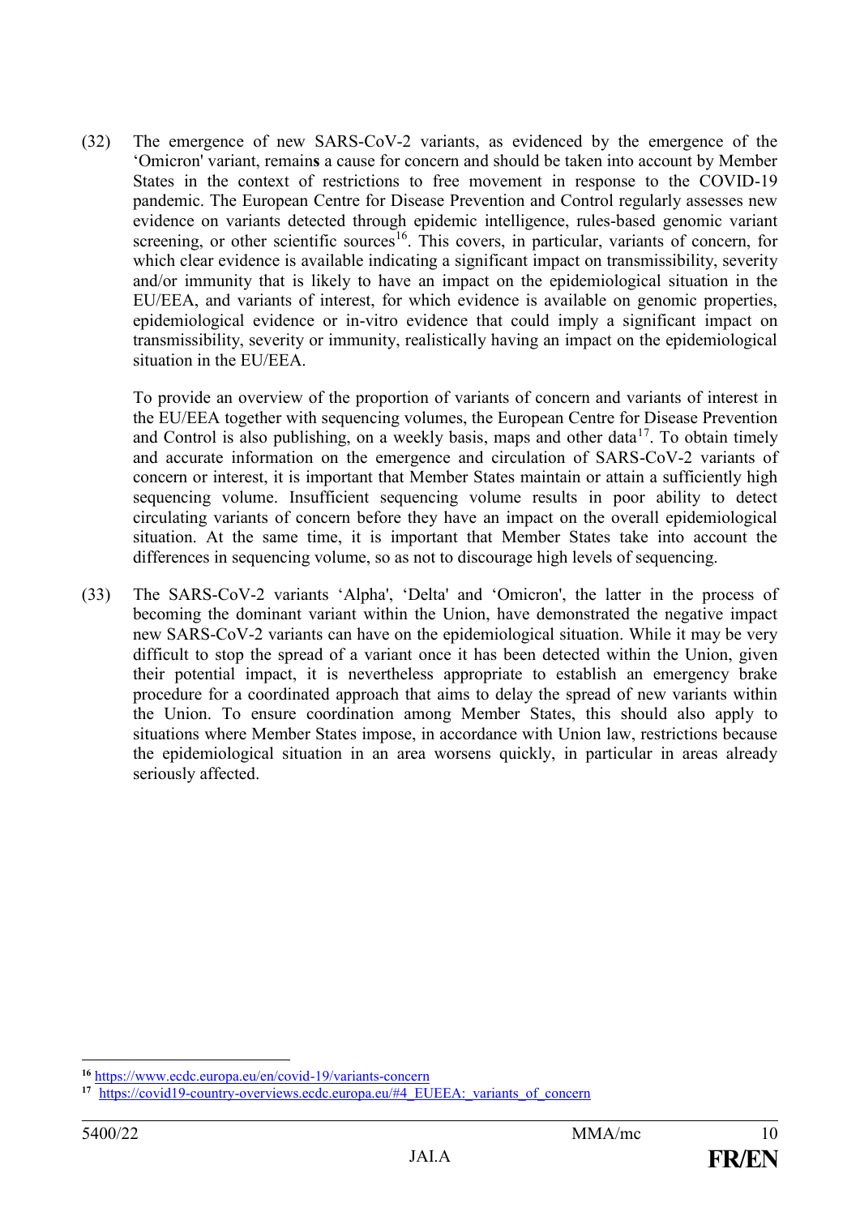(32) The emergence of new SARS-CoV-2 variants, as evidenced by the emergence of the 'Omicron' variant, remains a cause for concern and should be taken into account by Member States in the context of restrictions to free movement in response to the COVID-19 pandemic. The European Centre for Disease Prevention and Control regularly assesses new evidence on variants detected through epidemic intelligence, rules-based genomic variant screening, or other scientific sources[16]. This covers, in particular, variants of concern, for which clear evidence is available indicating a significant impact on transmissibility, severity and/or immunity that is likely to have an impact on the epidemiological situation in the EU/EEA, and variants of interest, for which evidence is available on genomic properties, epidemiological evidence or in-vitro evidence that could imply a significant impact on transmissibility, severity or immunity, realistically having an impact on the epidemiological situation in the EU/EEA.

To provide an overview of the proportion of variants of concern and variants of interest in the EU/EEA together with sequencing volumes, the European Centre for Disease Prevention and Control is also publishing, on a weekly basis, maps and other data[17]. To obtain timely and accurate information on the emergence and circulation of SARS-CoV-2 variants of concern or interest, it is important that Member States maintain or attain a sufficiently high sequencing volume. Insufficient sequencing volume results in poor ability to detect circulating variants of concern before they have an impact on the overall epidemiological situation. At the same time, it is important that Member States take into account the differences in sequencing volume, so as not to discourage high levels of sequencing.

(33) The SARS-CoV-2 variants 'Alpha', 'Delta' and 'Omicron', the latter in the process of becoming the dominant variant within the Union, have demonstrated the negative impact new SARS-CoV-2 variants can have on the epidemiological situation. While it may be very difficult to stop the spread of a variant once it has been detected within the Union, given their potential impact, it is nevertheless appropriate to establish an emergency brake procedure for a coordinated approach that aims to delay the spread of new variants within the Union. To ensure coordination among Member States, this should also apply to situations where Member States impose, in accordance with Union law, restrictions because the epidemiological situation in an area worsens quickly, in particular in areas already seriously affected.

---

[16] https://www.ecdc.europa.eu/en/covid-19/variants-concern

[17] https://covid19-country-overviews.ecdc.europa.eu/#4_EUEEA:_variants_of_concern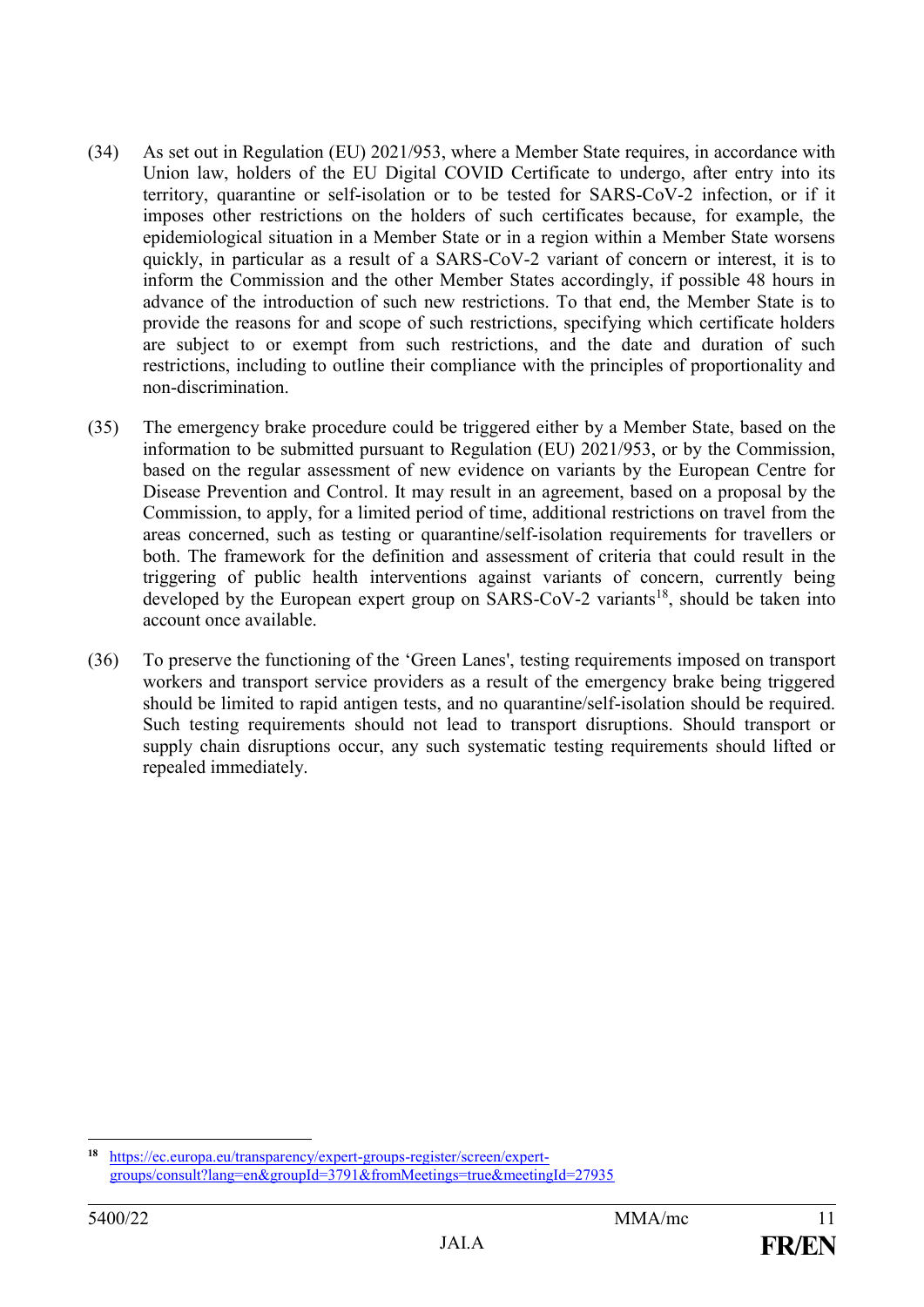(34) As set out in Regulation (EU) 2021/953, where a Member State requires, in accordance with Union law, holders of the EU Digital COVID Certificate to undergo, after entry into its territory, quarantine or self-isolation or to be tested for SARS-CoV-2 infection, or if it imposes other restrictions on the holders of such certificates because, for example, the epidemiological situation in a Member State or in a region within a Member State worsens quickly, in particular as a result of a SARS-CoV-2 variant of concern or interest, it is to inform the Commission and the other Member States accordingly, if possible 48 hours in advance of the introduction of such new restrictions. To that end, the Member State is to provide the reasons for and scope of such restrictions, specifying which certificate holders are subject to or exempt from such restrictions, and the date and duration of such restrictions, including to outline their compliance with the principles of proportionality and non-discrimination.

(35) The emergency brake procedure could be triggered either by a Member State, based on the information to be submitted pursuant to Regulation (EU) 2021/953, or by the Commission, based on the regular assessment of new evidence on variants by the European Centre for Disease Prevention and Control. It may result in an agreement, based on a proposal by the Commission, to apply, for a limited period of time, additional restrictions on travel from the areas concerned, such as testing or quarantine/self-isolation requirements for travellers or both. The framework for the definition and assessment of criteria that could result in the triggering of public health interventions against variants of concern, currently being developed by the European expert group on SARS-CoV-2 variants[18], should be taken into account once available.

(36) To preserve the functioning of the 'Green Lanes', testing requirements imposed on transport workers and transport service providers as a result of the emergency brake being triggered should be limited to rapid antigen tests, and no quarantine/self-isolation should be required. Such testing requirements should not lead to transport disruptions. Should transport or supply chain disruptions occur, any such systematic testing requirements should lifted or repealed immediately.

---

[18] https://ec.europa.eu/transparency/expert-groups-register/screen/expert-groups/consult?lang=en&groupId=3791&fromMeetings=true&meetingId=27935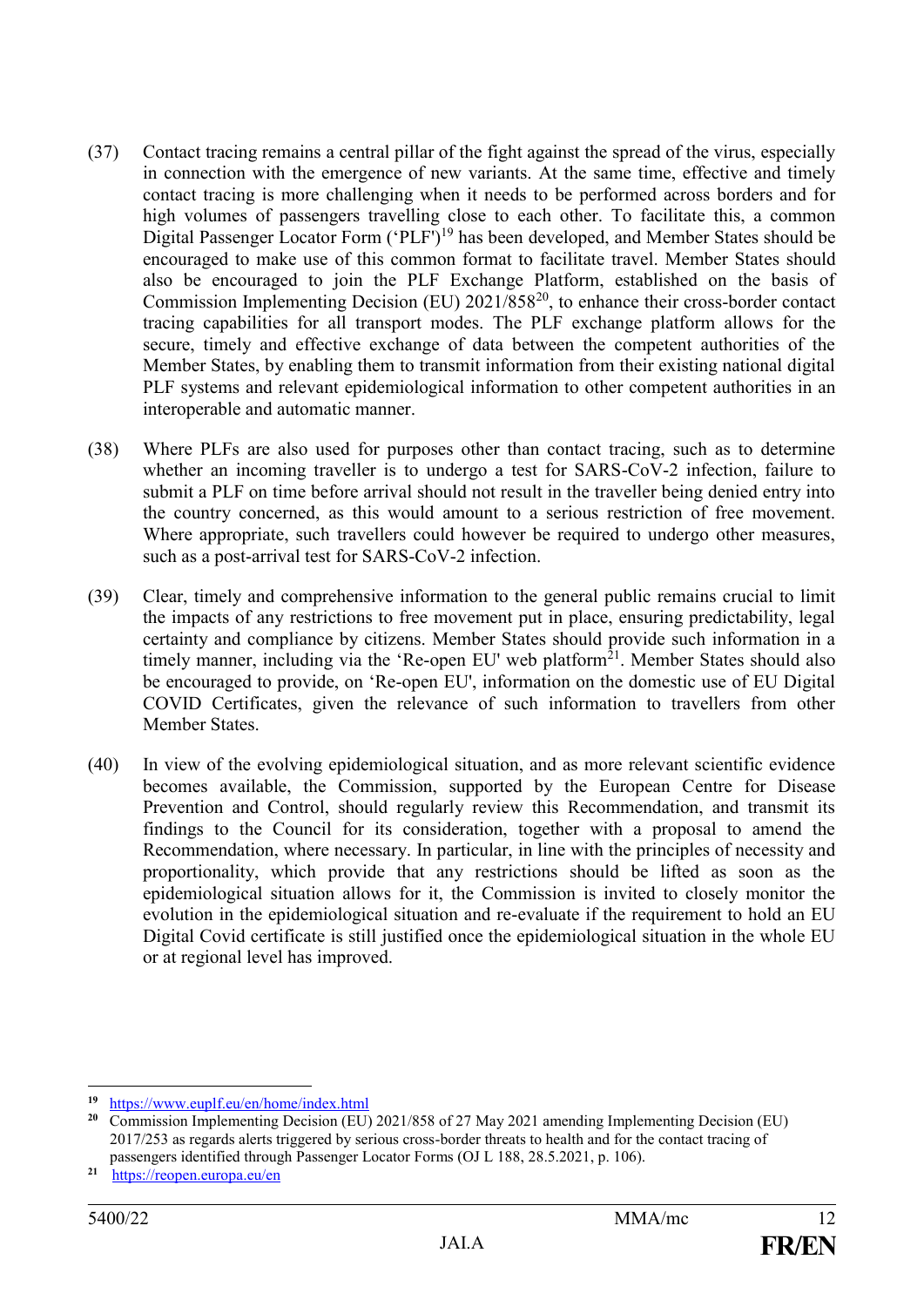(37) Contact tracing remains a central pillar of the fight against the spread of the virus, especially in connection with the emergence of new variants. At the same time, effective and timely contact tracing is more challenging when it needs to be performed across borders and for high volumes of passengers travelling close to each other. To facilitate this, a common Digital Passenger Locator Form ('PLF')[19] has been developed, and Member States should be encouraged to make use of this common format to facilitate travel. Member States should also be encouraged to join the PLF Exchange Platform, established on the basis of Commission Implementing Decision (EU) 2021/858[20], to enhance their cross-border contact tracing capabilities for all transport modes. The PLF exchange platform allows for the secure, timely and effective exchange of data between the competent authorities of the Member States, by enabling them to transmit information from their existing national digital PLF systems and relevant epidemiological information to other competent authorities in an interoperable and automatic manner.

(38) Where PLFs are also used for purposes other than contact tracing, such as to determine whether an incoming traveller is to undergo a test for SARS-CoV-2 infection, failure to submit a PLF on time before arrival should not result in the traveller being denied entry into the country concerned, as this would amount to a serious restriction of free movement. Where appropriate, such travellers could however be required to undergo other measures, such as a post-arrival test for SARS-CoV-2 infection.

(39) Clear, timely and comprehensive information to the general public remains crucial to limit the impacts of any restrictions to free movement put in place, ensuring predictability, legal certainty and compliance by citizens. Member States should provide such information in a timely manner, including via the 'Re-open EU' web platform[21]. Member States should also be encouraged to provide, on 'Re-open EU', information on the domestic use of EU Digital COVID Certificates, given the relevance of such information to travellers from other Member States.

(40) In view of the evolving epidemiological situation, and as more relevant scientific evidence becomes available, the Commission, supported by the European Centre for Disease Prevention and Control, should regularly review this Recommendation, and transmit its findings to the Council for its consideration, together with a proposal to amend the Recommendation, where necessary. In particular, in line with the principles of necessity and proportionality, which provide that any restrictions should be lifted as soon as the epidemiological situation allows for it, the Commission is invited to closely monitor the evolution in the epidemiological situation and re-evaluate if the requirement to hold an EU Digital Covid certificate is still justified once the epidemiological situation in the whole EU or at regional level has improved.

---

[19] https://www.euplf.eu/en/home/index.html

[20] Commission Implementing Decision (EU) 2021/858 of 27 May 2021 amending Implementing Decision (EU) 2017/253 as regards alerts triggered by serious cross-border threats to health and for the contact tracing of passengers identified through Passenger Locator Forms (OJ L 188, 28.5.2021, p. 106).

[21] https://reopen.europa.eu/en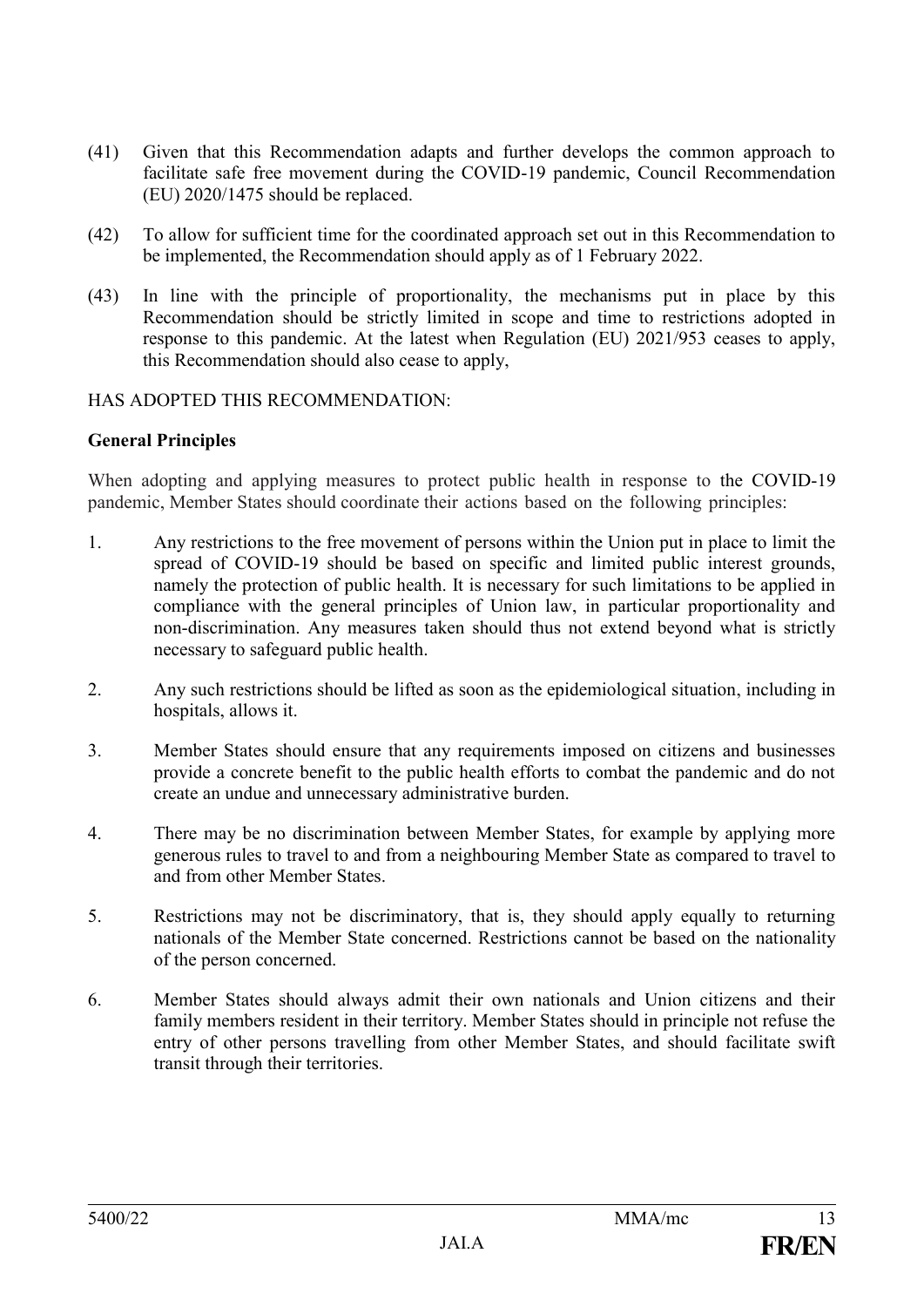(41) Given that this Recommendation adapts and further develops the common approach to facilitate safe free movement during the COVID-19 pandemic, Council Recommendation (EU) 2020/1475 should be replaced.

(42) To allow for sufficient time for the coordinated approach set out in this Recommendation to be implemented, the Recommendation should apply as of 1 February 2022.

(43) In line with the principle of proportionality, the mechanisms put in place by this Recommendation should be strictly limited in scope and time to restrictions adopted in response to this pandemic. At the latest when Regulation (EU) 2021/953 ceases to apply, this Recommendation should also cease to apply,

HAS ADOPTED THIS RECOMMENDATION:

**General Principles**

When adopting and applying measures to protect public health in response to the COVID-19 pandemic, Member States should coordinate their actions based on the following principles:

1. Any restrictions to the free movement of persons within the Union put in place to limit the spread of COVID-19 should be based on specific and limited public interest grounds, namely the protection of public health. It is necessary for such limitations to be applied in compliance with the general principles of Union law, in particular proportionality and non-discrimination. Any measures taken should thus not extend beyond what is strictly necessary to safeguard public health.

2. Any such restrictions should be lifted as soon as the epidemiological situation, including in hospitals, allows it.

3. Member States should ensure that any requirements imposed on citizens and businesses provide a concrete benefit to the public health efforts to combat the pandemic and do not create an undue and unnecessary administrative burden.

4. There may be no discrimination between Member States, for example by applying more generous rules to travel to and from a neighbouring Member State as compared to travel to and from other Member States.

5. Restrictions may not be discriminatory, that is, they should apply equally to returning nationals of the Member State concerned. Restrictions cannot be based on the nationality of the person concerned.

6. Member States should always admit their own nationals and Union citizens and their family members resident in their territory. Member States should in principle not refuse the entry of other persons travelling from other Member States, and should facilitate swift transit through their territories.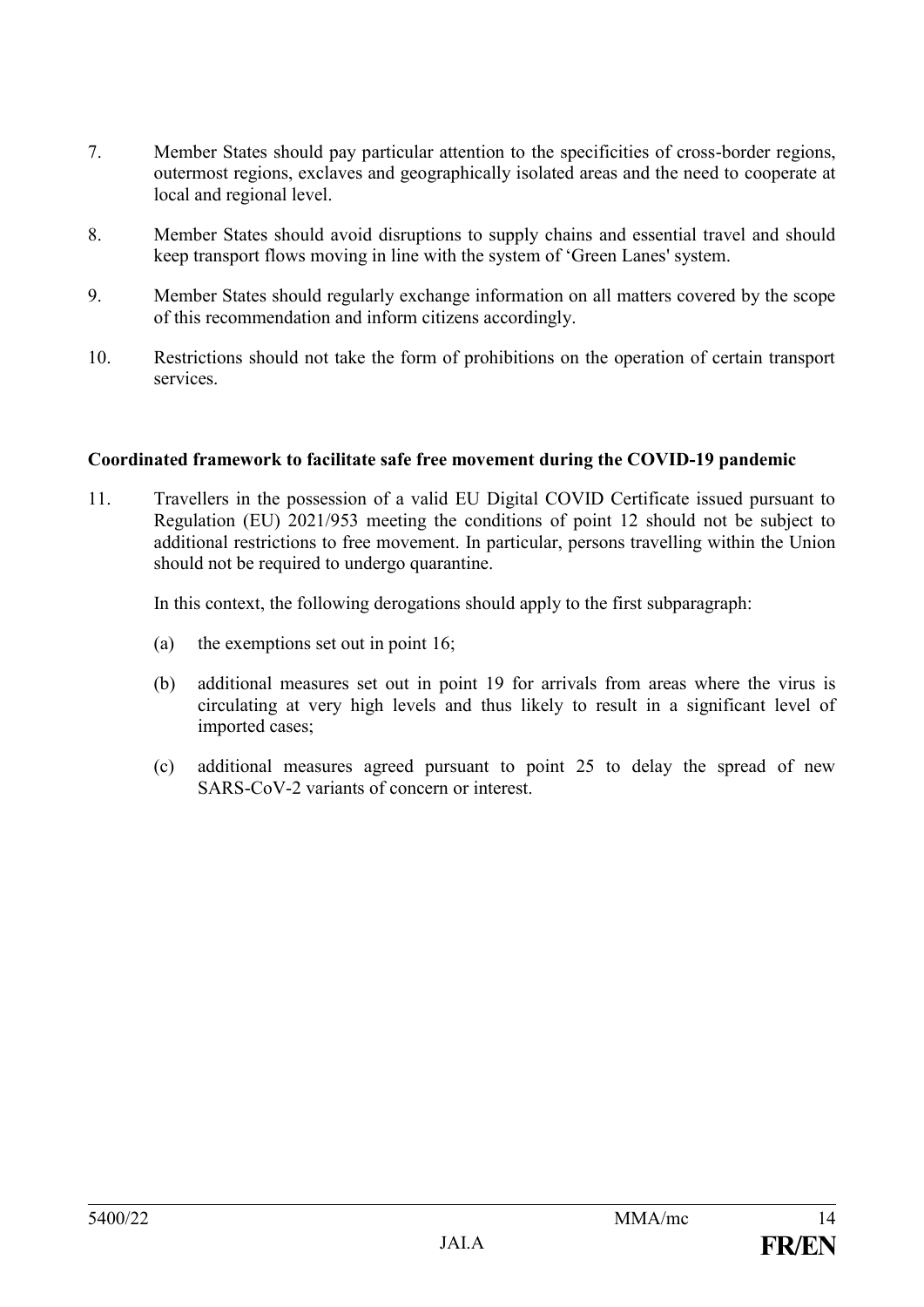7. Member States should pay particular attention to the specificities of cross-border regions, outermost regions, exclaves and geographically isolated areas and the need to cooperate at local and regional level.

8. Member States should avoid disruptions to supply chains and essential travel and should keep transport flows moving in line with the system of 'Green Lanes' system.

9. Member States should regularly exchange information on all matters covered by the scope of this recommendation and inform citizens accordingly.

10. Restrictions should not take the form of prohibitions on the operation of certain transport services.

**Coordinated framework to facilitate safe free movement during the COVID-19 pandemic**

11. Travellers in the possession of a valid EU Digital COVID Certificate issued pursuant to Regulation (EU) 2021/953 meeting the conditions of point 12 should not be subject to additional restrictions to free movement. In particular, persons travelling within the Union should not be required to undergo quarantine.

    In this context, the following derogations should apply to the first subparagraph:

    (a) the exemptions set out in point 16;

    (b) additional measures set out in point 19 for arrivals from areas where the virus is circulating at very high levels and thus likely to result in a significant level of imported cases;

    (c) additional measures agreed pursuant to point 25 to delay the spread of new SARS-CoV-2 variants of concern or interest.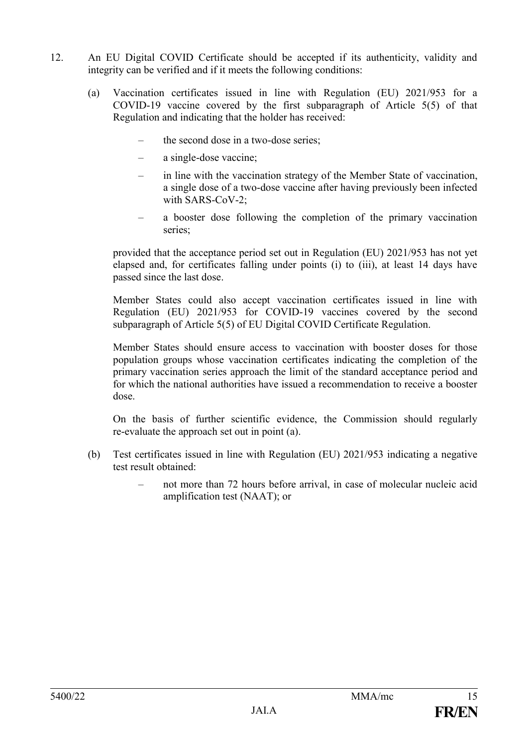12. An EU Digital COVID Certificate should be accepted if its authenticity, validity and integrity can be verified and if it meets the following conditions:

    (a) Vaccination certificates issued in line with Regulation (EU) 2021/953 for a COVID-19 vaccine covered by the first subparagraph of Article 5(5) of that Regulation and indicating that the holder has received:

    – the second dose in a two-dose series;

    – a single-dose vaccine;

    – in line with the vaccination strategy of the Member State of vaccination, a single dose of a two-dose vaccine after having previously been infected with SARS-CoV-2;

    – a booster dose following the completion of the primary vaccination series;

    provided that the acceptance period set out in Regulation (EU) 2021/953 has not yet elapsed and, for certificates falling under points (i) to (iii), at least 14 days have passed since the last dose.

    Member States could also accept vaccination certificates issued in line with Regulation (EU) 2021/953 for COVID-19 vaccines covered by the second subparagraph of Article 5(5) of EU Digital COVID Certificate Regulation.

    Member States should ensure access to vaccination with booster doses for those population groups whose vaccination certificates indicating the completion of the primary vaccination series approach the limit of the standard acceptance period and for which the national authorities have issued a recommendation to receive a booster dose.

    On the basis of further scientific evidence, the Commission should regularly re-evaluate the approach set out in point (a).

    (b) Test certificates issued in line with Regulation (EU) 2021/953 indicating a negative test result obtained:

    – not more than 72 hours before arrival, in case of molecular nucleic acid amplification test (NAAT); or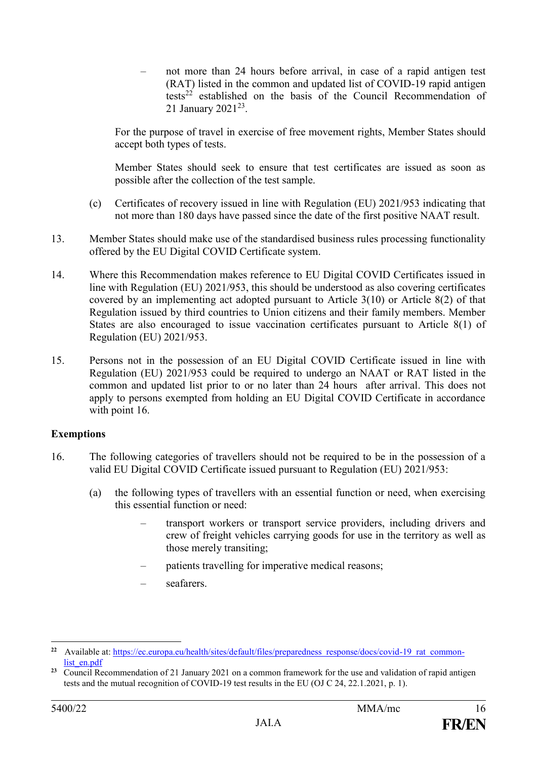- not more than 24 hours before arrival, in case of a rapid antigen test (RAT) listed in the common and updated list of COVID-19 rapid antigen tests[22] established on the basis of the Council Recommendation of 21 January 2021[23].

For the purpose of travel in exercise of free movement rights, Member States should accept both types of tests.

Member States should seek to ensure that test certificates are issued as soon as possible after the collection of the test sample.

(c) Certificates of recovery issued in line with Regulation (EU) 2021/953 indicating that not more than 180 days have passed since the date of the first positive NAAT result.

13. Member States should make use of the standardised business rules processing functionality offered by the EU Digital COVID Certificate system.

14. Where this Recommendation makes reference to EU Digital COVID Certificates issued in line with Regulation (EU) 2021/953, this should be understood as also covering certificates covered by an implementing act adopted pursuant to Article 3(10) or Article 8(2) of that Regulation issued by third countries to Union citizens and their family members. Member States are also encouraged to issue vaccination certificates pursuant to Article 8(1) of Regulation (EU) 2021/953.

15. Persons not in the possession of an EU Digital COVID Certificate issued in line with Regulation (EU) 2021/953 could be required to undergo an NAAT or RAT listed in the common and updated list prior to or no later than 24 hours after arrival. This does not apply to persons exempted from holding an EU Digital COVID Certificate in accordance with point 16.

**Exemptions**

16. The following categories of travellers should not be required to be in the possession of a valid EU Digital COVID Certificate issued pursuant to Regulation (EU) 2021/953:

(a) the following types of travellers with an essential function or need, when exercising this essential function or need:

- transport workers or transport service providers, including drivers and crew of freight vehicles carrying goods for use in the territory as well as those merely transiting;
- patients travelling for imperative medical reasons;
- seafarers.

---

[22] Available at: https://ec.europa.eu/health/sites/default/files/preparedness_response/docs/covid-19_rat_common-list_en.pdf

[23] Council Recommendation of 21 January 2021 on a common framework for the use and validation of rapid antigen tests and the mutual recognition of COVID-19 test results in the EU (OJ C 24, 22.1.2021, p. 1).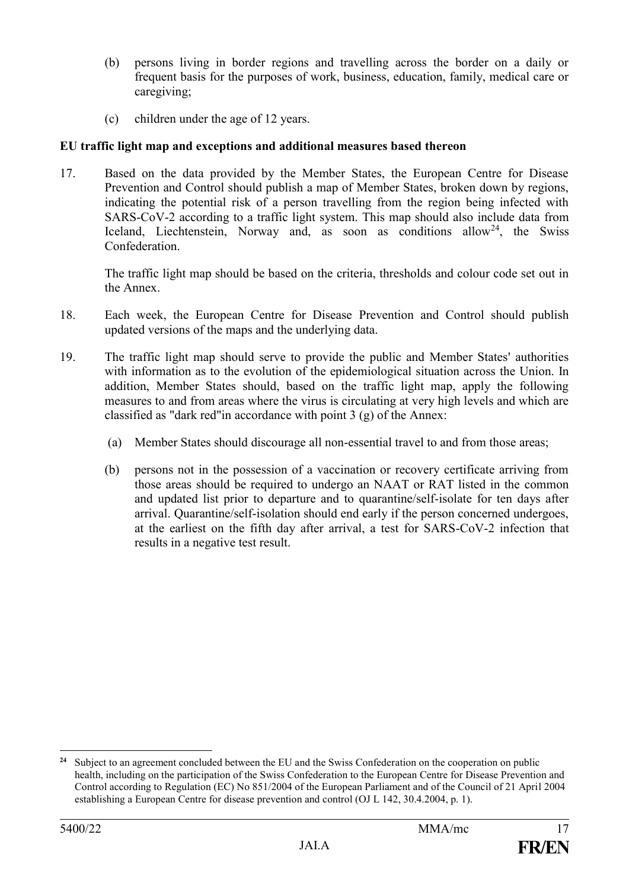(b) persons living in border regions and travelling across the border on a daily or frequent basis for the purposes of work, business, education, family, medical care or caregiving;

(c) children under the age of 12 years.

**EU traffic light map and exceptions and additional measures based thereon**

17. Based on the data provided by the Member States, the European Centre for Disease Prevention and Control should publish a map of Member States, broken down by regions, indicating the potential risk of a person travelling from the region being infected with SARS-CoV-2 according to a traffic light system. This map should also include data from Iceland, Liechtenstein, Norway and, as soon as conditions allow[24], the Swiss Confederation.

    The traffic light map should be based on the criteria, thresholds and colour code set out in the Annex.

18. Each week, the European Centre for Disease Prevention and Control should publish updated versions of the maps and the underlying data.

19. The traffic light map should serve to provide the public and Member States' authorities with information as to the evolution of the epidemiological situation across the Union. In addition, Member States should, based on the traffic light map, apply the following measures to and from areas where the virus is circulating at very high levels and which are classified as "dark red"in accordance with point 3 (g) of the Annex:

    (a) Member States should discourage all non-essential travel to and from those areas;

    (b) persons not in the possession of a vaccination or recovery certificate arriving from those areas should be required to undergo an NAAT or RAT listed in the common and updated list prior to departure and to quarantine/self-isolate for ten days after arrival. Quarantine/self-isolation should end early if the person concerned undergoes, at the earliest on the fifth day after arrival, a test for SARS-CoV-2 infection that results in a negative test result.

---

[24] Subject to an agreement concluded between the EU and the Swiss Confederation on the cooperation on public health, including on the participation of the Swiss Confederation to the European Centre for Disease Prevention and Control according to Regulation (EC) No 851/2004 of the European Parliament and of the Council of 21 April 2004 establishing a European Centre for disease prevention and control (OJ L 142, 30.4.2004, p. 1).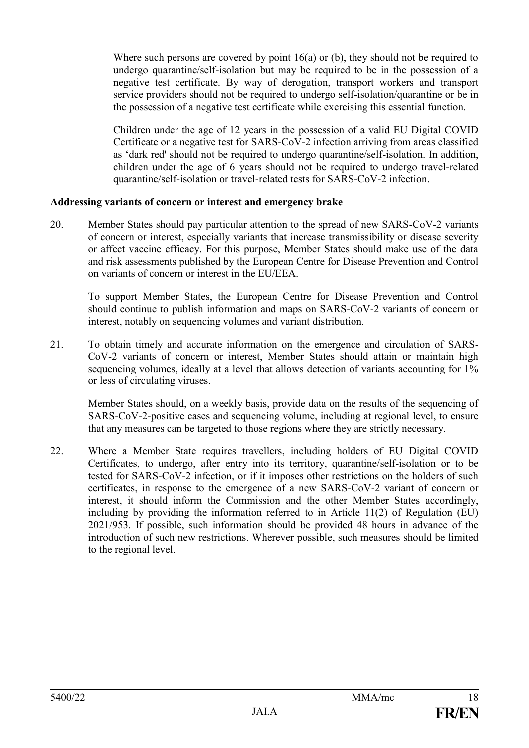Where such persons are covered by point 16(a) or (b), they should not be required to undergo quarantine/self-isolation but may be required to be in the possession of a negative test certificate. By way of derogation, transport workers and transport service providers should not be required to undergo self-isolation/quarantine or be in the possession of a negative test certificate while exercising this essential function.

Children under the age of 12 years in the possession of a valid EU Digital COVID Certificate or a negative test for SARS-CoV-2 infection arriving from areas classified as 'dark red' should not be required to undergo quarantine/self-isolation. In addition, children under the age of 6 years should not be required to undergo travel-related quarantine/self-isolation or travel-related tests for SARS-CoV-2 infection.

**Addressing variants of concern or interest and emergency brake**

20. Member States should pay particular attention to the spread of new SARS-CoV-2 variants of concern or interest, especially variants that increase transmissibility or disease severity or affect vaccine efficacy. For this purpose, Member States should make use of the data and risk assessments published by the European Centre for Disease Prevention and Control on variants of concern or interest in the EU/EEA.

    To support Member States, the European Centre for Disease Prevention and Control should continue to publish information and maps on SARS-CoV-2 variants of concern or interest, notably on sequencing volumes and variant distribution.

21. To obtain timely and accurate information on the emergence and circulation of SARS-CoV-2 variants of concern or interest, Member States should attain or maintain high sequencing volumes, ideally at a level that allows detection of variants accounting for 1% or less of circulating viruses.

    Member States should, on a weekly basis, provide data on the results of the sequencing of SARS-CoV-2-positive cases and sequencing volume, including at regional level, to ensure that any measures can be targeted to those regions where they are strictly necessary.

22. Where a Member State requires travellers, including holders of EU Digital COVID Certificates, to undergo, after entry into its territory, quarantine/self-isolation or to be tested for SARS-CoV-2 infection, or if it imposes other restrictions on the holders of such certificates, in response to the emergence of a new SARS-CoV-2 variant of concern or interest, it should inform the Commission and the other Member States accordingly, including by providing the information referred to in Article 11(2) of Regulation (EU) 2021/953. If possible, such information should be provided 48 hours in advance of the introduction of such new restrictions. Wherever possible, such measures should be limited to the regional level.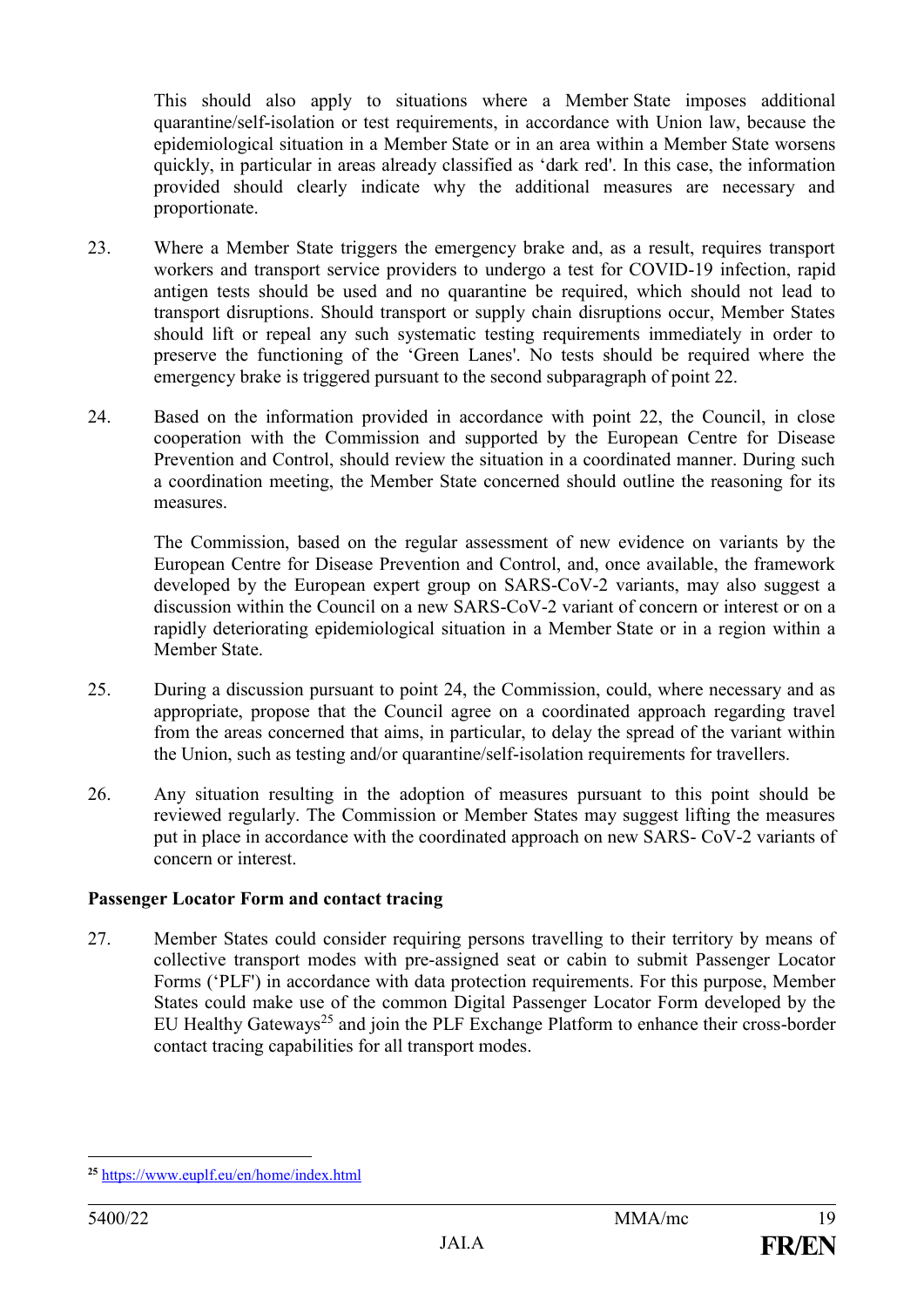This should also apply to situations where a Member State imposes additional quarantine/self-isolation or test requirements, in accordance with Union law, because the epidemiological situation in a Member State or in an area within a Member State worsens quickly, in particular in areas already classified as 'dark red'. In this case, the information provided should clearly indicate why the additional measures are necessary and proportionate.

23. Where a Member State triggers the emergency brake and, as a result, requires transport workers and transport service providers to undergo a test for COVID-19 infection, rapid antigen tests should be used and no quarantine be required, which should not lead to transport disruptions. Should transport or supply chain disruptions occur, Member States should lift or repeal any such systematic testing requirements immediately in order to preserve the functioning of the 'Green Lanes'. No tests should be required where the emergency brake is triggered pursuant to the second subparagraph of point 22.

24. Based on the information provided in accordance with point 22, the Council, in close cooperation with the Commission and supported by the European Centre for Disease Prevention and Control, should review the situation in a coordinated manner. During such a coordination meeting, the Member State concerned should outline the reasoning for its measures.

    The Commission, based on the regular assessment of new evidence on variants by the European Centre for Disease Prevention and Control, and, once available, the framework developed by the European expert group on SARS-CoV-2 variants, may also suggest a discussion within the Council on a new SARS-CoV-2 variant of concern or interest or on a rapidly deteriorating epidemiological situation in a Member State or in a region within a Member State.

25. During a discussion pursuant to point 24, the Commission, could, where necessary and as appropriate, propose that the Council agree on a coordinated approach regarding travel from the areas concerned that aims, in particular, to delay the spread of the variant within the Union, such as testing and/or quarantine/self-isolation requirements for travellers.

26. Any situation resulting in the adoption of measures pursuant to this point should be reviewed regularly. The Commission or Member States may suggest lifting the measures put in place in accordance with the coordinated approach on new SARS- CoV-2 variants of concern or interest.

**Passenger Locator Form and contact tracing**

27. Member States could consider requiring persons travelling to their territory by means of collective transport modes with pre-assigned seat or cabin to submit Passenger Locator Forms ('PLF') in accordance with data protection requirements. For this purpose, Member States could make use of the common Digital Passenger Locator Form developed by the EU Healthy Gateways[25] and join the PLF Exchange Platform to enhance their cross-border contact tracing capabilities for all transport modes.

---

[25] https://www.euplf.eu/en/home/index.html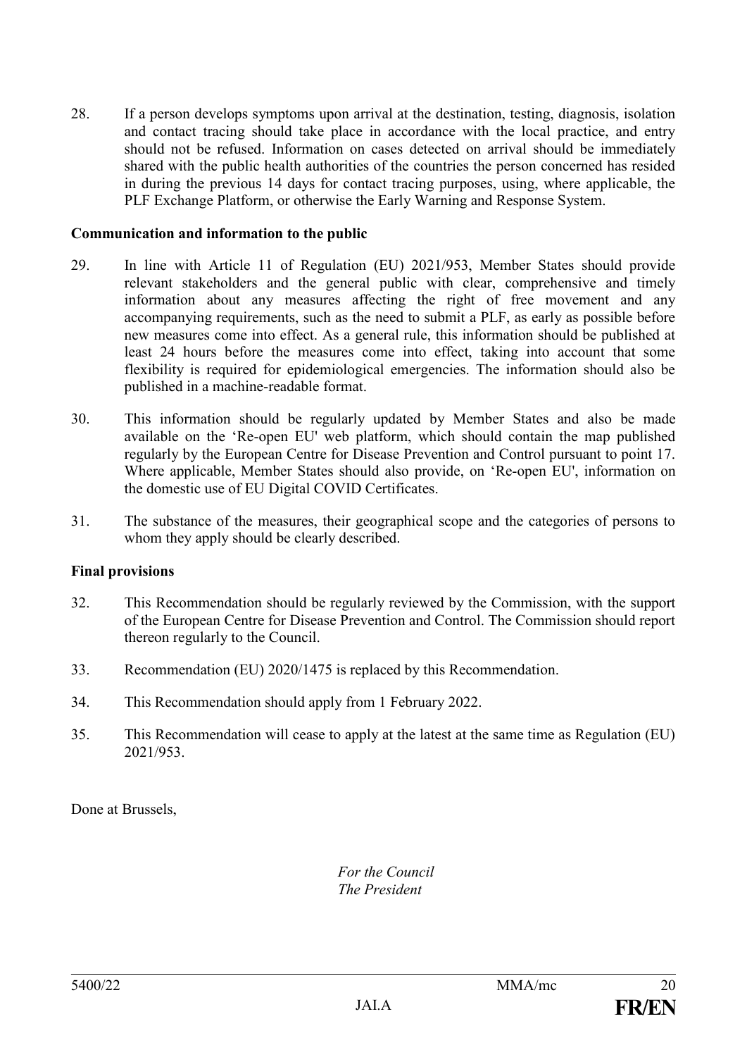28. If a person develops symptoms upon arrival at the destination, testing, diagnosis, isolation and contact tracing should take place in accordance with the local practice, and entry should not be refused. Information on cases detected on arrival should be immediately shared with the public health authorities of the countries the person concerned has resided in during the previous 14 days for contact tracing purposes, using, where applicable, the PLF Exchange Platform, or otherwise the Early Warning and Response System.

**Communication and information to the public**

29. In line with Article 11 of Regulation (EU) 2021/953, Member States should provide relevant stakeholders and the general public with clear, comprehensive and timely information about any measures affecting the right of free movement and any accompanying requirements, such as the need to submit a PLF, as early as possible before new measures come into effect. As a general rule, this information should be published at least 24 hours before the measures come into effect, taking into account that some flexibility is required for epidemiological emergencies. The information should also be published in a machine-readable format.

30. This information should be regularly updated by Member States and also be made available on the 'Re-open EU' web platform, which should contain the map published regularly by the European Centre for Disease Prevention and Control pursuant to point 17. Where applicable, Member States should also provide, on 'Re-open EU', information on the domestic use of EU Digital COVID Certificates.

31. The substance of the measures, their geographical scope and the categories of persons to whom they apply should be clearly described.

**Final provisions**

32. This Recommendation should be regularly reviewed by the Commission, with the support of the European Centre for Disease Prevention and Control. The Commission should report thereon regularly to the Council.

33. Recommendation (EU) 2020/1475 is replaced by this Recommendation.

34. This Recommendation should apply from 1 February 2022.

35. This Recommendation will cease to apply at the latest at the same time as Regulation (EU) 2021/953.

Done at Brussels,

*For the Council*
*The President*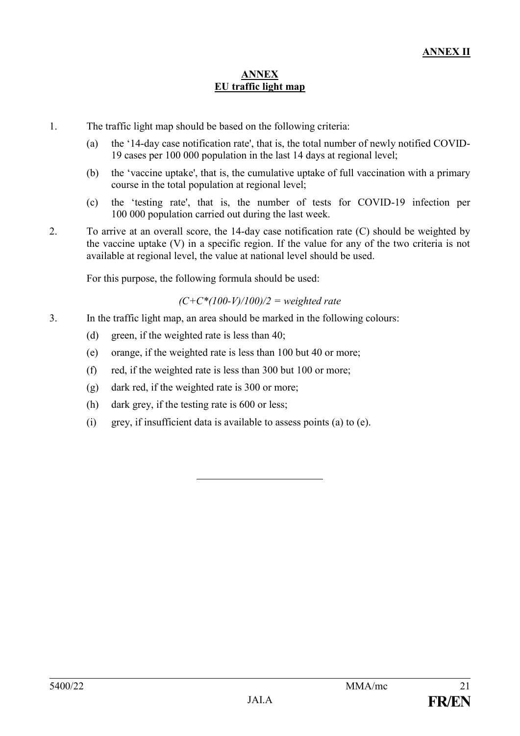**ANNEX II**

**ANNEX**
**EU traffic light map**

1. The traffic light map should be based on the following criteria:

   (a) the '14-day case notification rate', that is, the total number of newly notified COVID-19 cases per 100 000 population in the last 14 days at regional level;

   (b) the 'vaccine uptake', that is, the cumulative uptake of full vaccination with a primary course in the total population at regional level;

   (c) the 'testing rate', that is, the number of tests for COVID-19 infection per 100 000 population carried out during the last week.

2. To arrive at an overall score, the 14-day case notification rate (C) should be weighted by the vaccine uptake (V) in a specific region. If the value for any of the two criteria is not available at regional level, the value at national level should be used.

   For this purpose, the following formula should be used:

   $$(C+C*(100-V)/100)/2 = \text{weighted rate}$$

3. In the traffic light map, an area should be marked in the following colours:

   (d) green, if the weighted rate is less than 40;

   (e) orange, if the weighted rate is less than 100 but 40 or more;

   (f) red, if the weighted rate is less than 300 but 100 or more;

   (g) dark red, if the weighted rate is 300 or more;

   (h) dark grey, if the testing rate is 600 or less;

   (i) grey, if insufficient data is available to assess points (a) to (e).